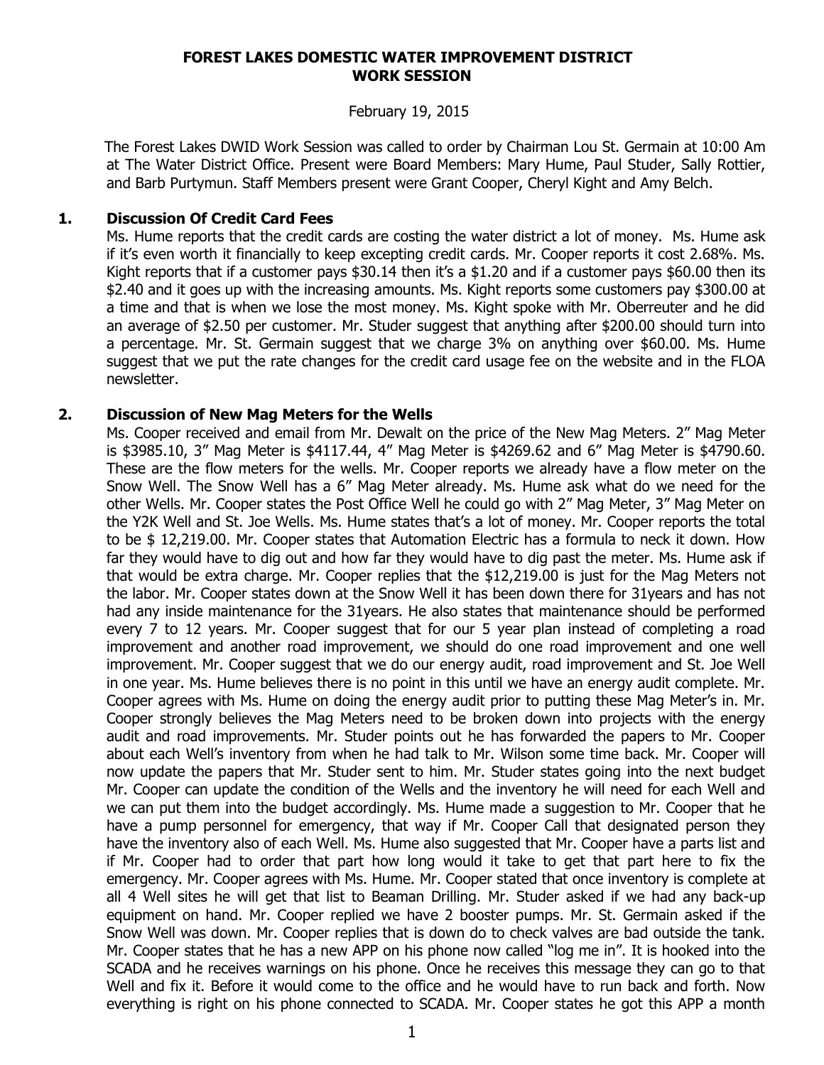# FOREST LAKES DOMESTIC WATER IMPROVEMENT DISTRICT
## WORK SESSION

February 19, 2015

The Forest Lakes DWID Work Session was called to order by Chairman Lou St. Germain at 10:00 Am at The Water District Office. Present were Board Members: Mary Hume, Paul Studer, Sally Rottier, and Barb Purtymun. Staff Members present were Grant Cooper, Cheryl Kight and Amy Belch.

### 1. Discussion Of Credit Card Fees

Ms. Hume reports that the credit cards are costing the water district a lot of money. Ms. Hume ask if it's even worth it financially to keep excepting credit cards. Mr. Cooper reports it cost 2.68%. Ms. Kight reports that if a customer pays $30.14 then it's a $1.20 and if a customer pays $60.00 then its $2.40 and it goes up with the increasing amounts. Ms. Kight reports some customers pay $300.00 at a time and that is when we lose the most money. Ms. Kight spoke with Mr. Oberreuter and he did an average of $2.50 per customer. Mr. Studer suggest that anything after $200.00 should turn into a percentage. Mr. St. Germain suggest that we charge 3% on anything over $60.00. Ms. Hume suggest that we put the rate changes for the credit card usage fee on the website and in the FLOA newsletter.

### 2. Discussion of New Mag Meters for the Wells

Ms. Cooper received and email from Mr. Dewalt on the price of the New Mag Meters. 2" Mag Meter is $3985.10, 3" Mag Meter is $4117.44, 4" Mag Meter is $4269.62 and 6" Mag Meter is $4790.60. These are the flow meters for the wells. Mr. Cooper reports we already have a flow meter on the Snow Well. The Snow Well has a 6" Mag Meter already. Ms. Hume ask what do we need for the other Wells. Mr. Cooper states the Post Office Well he could go with 2" Mag Meter, 3" Mag Meter on the Y2K Well and St. Joe Wells. Ms. Hume states that's a lot of money. Mr. Cooper reports the total to be $ 12,219.00. Mr. Cooper states that Automation Electric has a formula to neck it down. How far they would have to dig out and how far they would have to dig past the meter. Ms. Hume ask if that would be extra charge. Mr. Cooper replies that the $12,219.00 is just for the Mag Meters not the labor. Mr. Cooper states down at the Snow Well it has been down there for 31years and has not had any inside maintenance for the 31years. He also states that maintenance should be performed every 7 to 12 years. Mr. Cooper suggest that for our 5 year plan instead of completing a road improvement and another road improvement, we should do one road improvement and one well improvement. Mr. Cooper suggest that we do our energy audit, road improvement and St. Joe Well in one year. Ms. Hume believes there is no point in this until we have an energy audit complete. Mr. Cooper agrees with Ms. Hume on doing the energy audit prior to putting these Mag Meter's in. Mr. Cooper strongly believes the Mag Meters need to be broken down into projects with the energy audit and road improvements. Mr. Studer points out he has forwarded the papers to Mr. Cooper about each Well's inventory from when he had talk to Mr. Wilson some time back. Mr. Cooper will now update the papers that Mr. Studer sent to him. Mr. Studer states going into the next budget Mr. Cooper can update the condition of the Wells and the inventory he will need for each Well and we can put them into the budget accordingly. Ms. Hume made a suggestion to Mr. Cooper that he have a pump personnel for emergency, that way if Mr. Cooper Call that designated person they have the inventory also of each Well. Ms. Hume also suggested that Mr. Cooper have a parts list and if Mr. Cooper had to order that part how long would it take to get that part here to fix the emergency. Mr. Cooper agrees with Ms. Hume. Mr. Cooper stated that once inventory is complete at all 4 Well sites he will get that list to Beaman Drilling. Mr. Studer asked if we had any back-up equipment on hand. Mr. Cooper replied we have 2 booster pumps. Mr. St. Germain asked if the Snow Well was down. Mr. Cooper replies that is down do to check valves are bad outside the tank. Mr. Cooper states that he has a new APP on his phone now called "log me in". It is hooked into the SCADA and he receives warnings on his phone. Once he receives this message they can go to that Well and fix it. Before it would come to the office and he would have to run back and forth. Now everything is right on his phone connected to SCADA. Mr. Cooper states he got this APP a month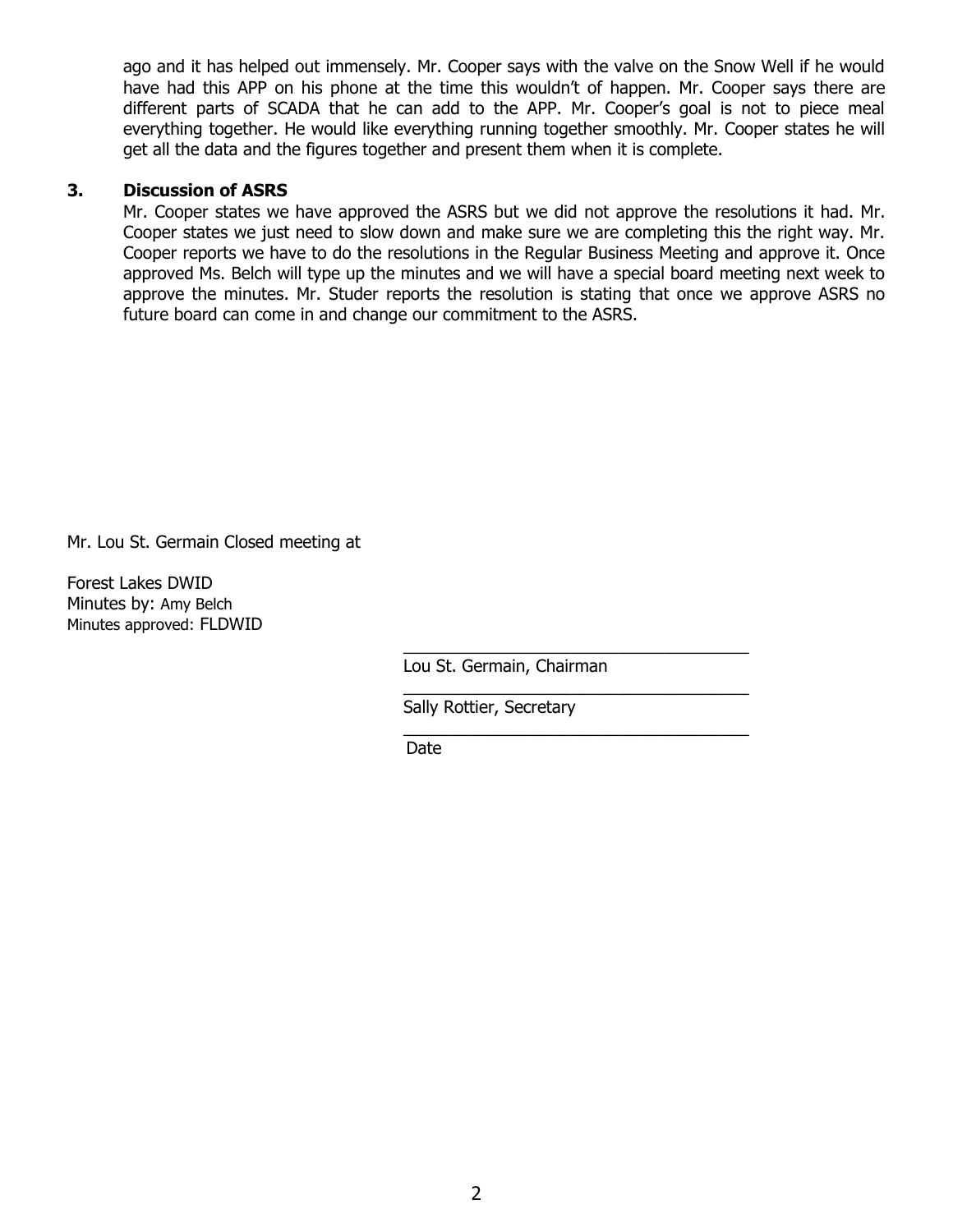ago and it has helped out immensely. Mr. Cooper says with the valve on the Snow Well if he would have had this APP on his phone at the time this wouldn't of happen. Mr. Cooper says there are different parts of SCADA that he can add to the APP. Mr. Cooper's goal is not to piece meal everything together. He would like everything running together smoothly. Mr. Cooper states he will get all the data and the figures together and present them when it is complete.

**3. Discussion of ASRS**

Mr. Cooper states we have approved the ASRS but we did not approve the resolutions it had. Mr. Cooper states we just need to slow down and make sure we are completing this the right way. Mr. Cooper reports we have to do the resolutions in the Regular Business Meeting and approve it. Once approved Ms. Belch will type up the minutes and we will have a special board meeting next week to approve the minutes. Mr. Studer reports the resolution is stating that once we approve ASRS no future board can come in and change our commitment to the ASRS.

Mr. Lou St. Germain Closed meeting at

Forest Lakes DWID
Minutes by: Amy Belch
Minutes approved: FLDWID

\_\_\_\_\_\_\_\_\_\_\_\_\_\_\_\_\_\_\_\_\_\_\_\_\_\_\_\_\_\_\_\_\_\_\_\_\_\_
Lou St. Germain, Chairman

\_\_\_\_\_\_\_\_\_\_\_\_\_\_\_\_\_\_\_\_\_\_\_\_\_\_\_\_\_\_\_\_\_\_\_\_\_\_
Sally Rottier, Secretary

\_\_\_\_\_\_\_\_\_\_\_\_\_\_\_\_\_\_\_\_\_\_\_\_\_\_\_\_\_\_\_\_\_\_\_\_\_\_
Date